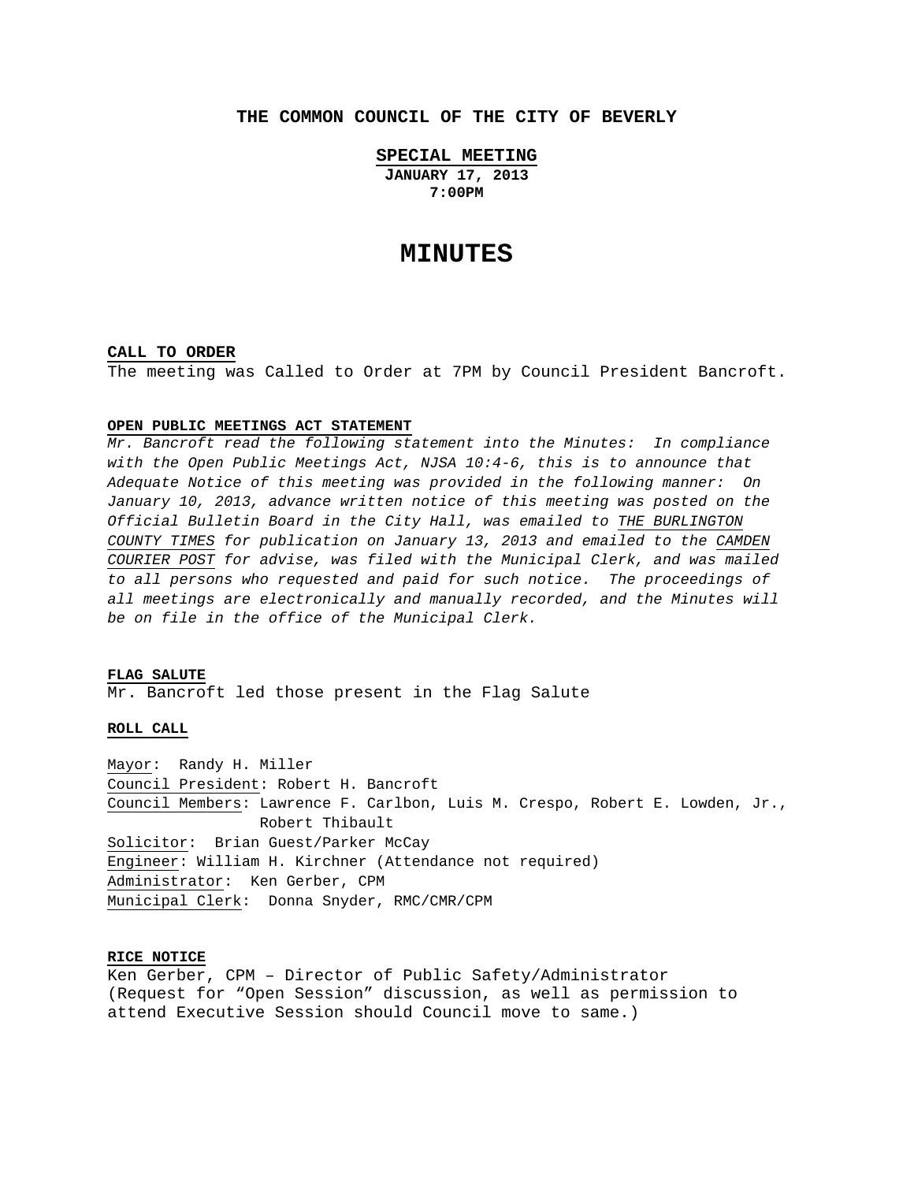# THE COMMON COUNCIL OF THE CITY OF BEVERLY

## SPECIAL MEETING

**JANUARY 17, 2013**
**7:00PM**

# MINUTES

**CALL TO ORDER**

The meeting was Called to Order at 7PM by Council President Bancroft.

**OPEN PUBLIC MEETINGS ACT STATEMENT**

*Mr. Bancroft read the following statement into the Minutes: In compliance with the Open Public Meetings Act, NJSA 10:4-6, this is to announce that Adequate Notice of this meeting was provided in the following manner: On January 10, 2013, advance written notice of this meeting was posted on the Official Bulletin Board in the City Hall, was emailed to THE BURLINGTON COUNTY TIMES for publication on January 13, 2013 and emailed to the CAMDEN COURIER POST for advise, was filed with the Municipal Clerk, and was mailed to all persons who requested and paid for such notice. The proceedings of all meetings are electronically and manually recorded, and the Minutes will be on file in the office of the Municipal Clerk.*

**FLAG SALUTE**

Mr. Bancroft led those present in the Flag Salute

**ROLL CALL**

Mayor: Randy H. Miller
Council President: Robert H. Bancroft
Council Members: Lawrence F. Carlbon, Luis M. Crespo, Robert E. Lowden, Jr., Robert Thibault
Solicitor: Brian Guest/Parker McCay
Engineer: William H. Kirchner (Attendance not required)
Administrator: Ken Gerber, CPM
Municipal Clerk: Donna Snyder, RMC/CMR/CPM

**RICE NOTICE**

Ken Gerber, CPM – Director of Public Safety/Administrator
(Request for "Open Session" discussion, as well as permission to attend Executive Session should Council move to same.)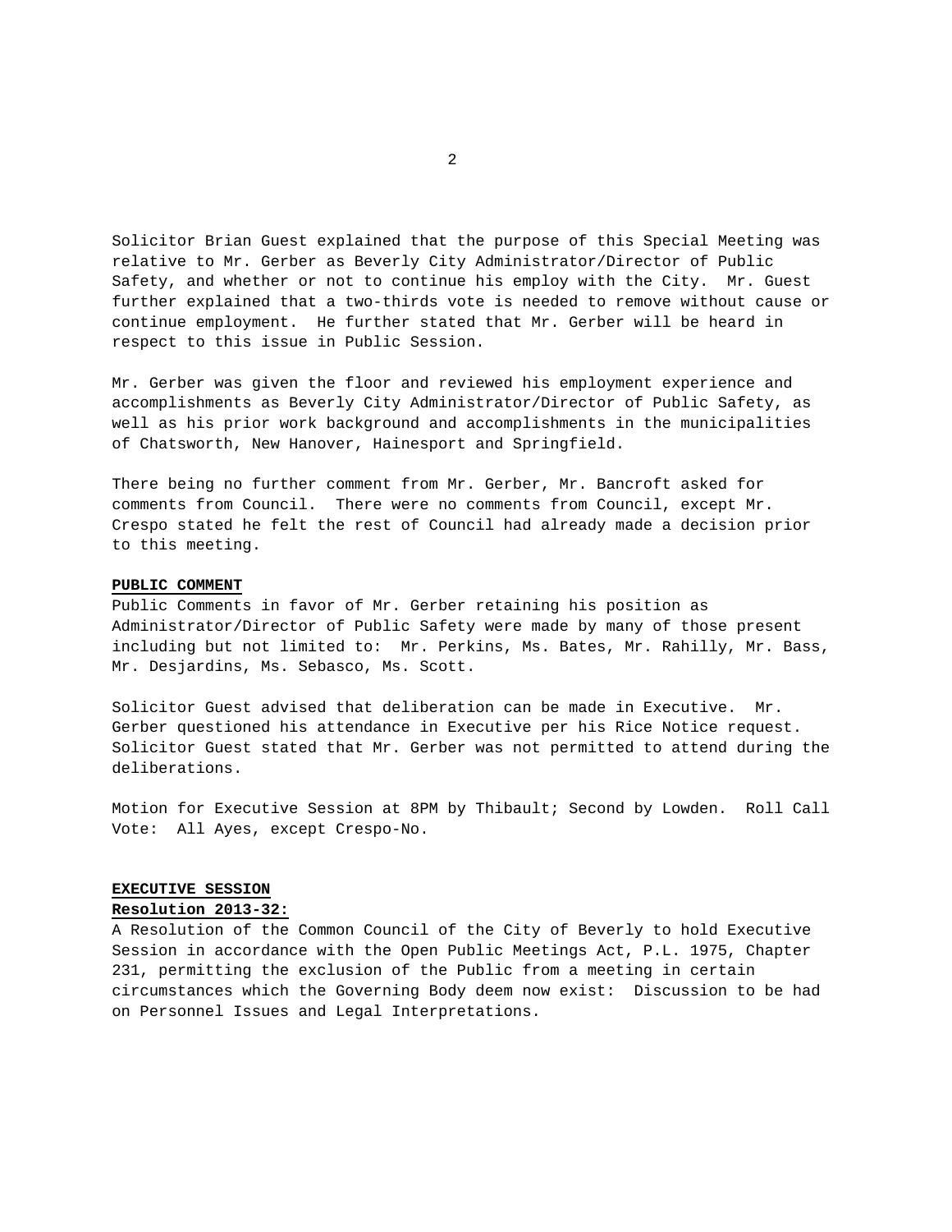Solicitor Brian Guest explained that the purpose of this Special Meeting was relative to Mr. Gerber as Beverly City Administrator/Director of Public Safety, and whether or not to continue his employ with the City. Mr. Guest further explained that a two-thirds vote is needed to remove without cause or continue employment. He further stated that Mr. Gerber will be heard in respect to this issue in Public Session.

Mr. Gerber was given the floor and reviewed his employment experience and accomplishments as Beverly City Administrator/Director of Public Safety, as well as his prior work background and accomplishments in the municipalities of Chatsworth, New Hanover, Hainesport and Springfield.

There being no further comment from Mr. Gerber, Mr. Bancroft asked for comments from Council. There were no comments from Council, except Mr. Crespo stated he felt the rest of Council had already made a decision prior to this meeting.

**PUBLIC COMMENT**

Public Comments in favor of Mr. Gerber retaining his position as Administrator/Director of Public Safety were made by many of those present including but not limited to: Mr. Perkins, Ms. Bates, Mr. Rahilly, Mr. Bass, Mr. Desjardins, Ms. Sebasco, Ms. Scott.

Solicitor Guest advised that deliberation can be made in Executive. Mr. Gerber questioned his attendance in Executive per his Rice Notice request. Solicitor Guest stated that Mr. Gerber was not permitted to attend during the deliberations.

Motion for Executive Session at 8PM by Thibault; Second by Lowden. Roll Call Vote: All Ayes, except Crespo-No.

**EXECUTIVE SESSION**

**Resolution 2013-32:**

A Resolution of the Common Council of the City of Beverly to hold Executive Session in accordance with the Open Public Meetings Act, P.L. 1975, Chapter 231, permitting the exclusion of the Public from a meeting in certain circumstances which the Governing Body deem now exist: Discussion to be had on Personnel Issues and Legal Interpretations.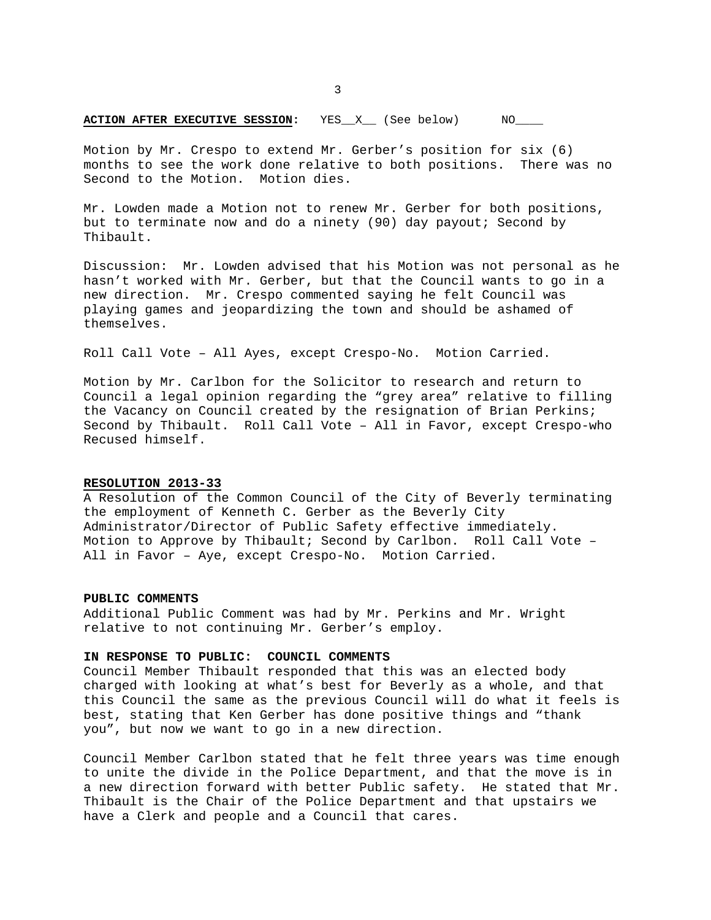**ACTION AFTER EXECUTIVE SESSION**: YES__X__ (See below) NO____

Motion by Mr. Crespo to extend Mr. Gerber's position for six (6) months to see the work done relative to both positions. There was no Second to the Motion. Motion dies.

Mr. Lowden made a Motion not to renew Mr. Gerber for both positions, but to terminate now and do a ninety (90) day payout; Second by Thibault.

Discussion: Mr. Lowden advised that his Motion was not personal as he hasn't worked with Mr. Gerber, but that the Council wants to go in a new direction. Mr. Crespo commented saying he felt Council was playing games and jeopardizing the town and should be ashamed of themselves.

Roll Call Vote – All Ayes, except Crespo-No. Motion Carried.

Motion by Mr. Carlbon for the Solicitor to research and return to Council a legal opinion regarding the "grey area" relative to filling the Vacancy on Council created by the resignation of Brian Perkins; Second by Thibault. Roll Call Vote – All in Favor, except Crespo-who Recused himself.

**RESOLUTION 2013-33**

A Resolution of the Common Council of the City of Beverly terminating the employment of Kenneth C. Gerber as the Beverly City Administrator/Director of Public Safety effective immediately. Motion to Approve by Thibault; Second by Carlbon. Roll Call Vote – All in Favor – Aye, except Crespo-No. Motion Carried.

**PUBLIC COMMENTS**

Additional Public Comment was had by Mr. Perkins and Mr. Wright relative to not continuing Mr. Gerber's employ.

**IN RESPONSE TO PUBLIC: COUNCIL COMMENTS**

Council Member Thibault responded that this was an elected body charged with looking at what's best for Beverly as a whole, and that this Council the same as the previous Council will do what it feels is best, stating that Ken Gerber has done positive things and "thank you", but now we want to go in a new direction.

Council Member Carlbon stated that he felt three years was time enough to unite the divide in the Police Department, and that the move is in a new direction forward with better Public safety. He stated that Mr. Thibault is the Chair of the Police Department and that upstairs we have a Clerk and people and a Council that cares.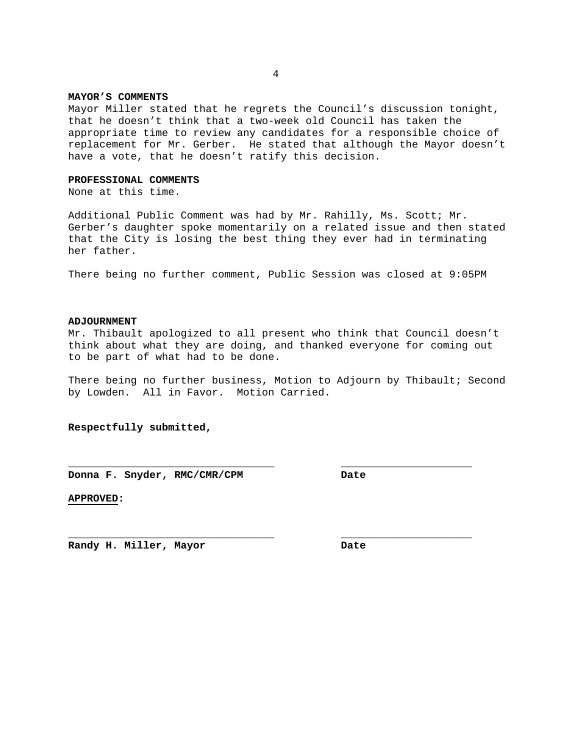**MAYOR'S COMMENTS**

Mayor Miller stated that he regrets the Council's discussion tonight, that he doesn't think that a two-week old Council has taken the appropriate time to review any candidates for a responsible choice of replacement for Mr. Gerber. He stated that although the Mayor doesn't have a vote, that he doesn't ratify this decision.

**PROFESSIONAL COMMENTS**

None at this time.

Additional Public Comment was had by Mr. Rahilly, Ms. Scott; Mr. Gerber's daughter spoke momentarily on a related issue and then stated that the City is losing the best thing they ever had in terminating her father.

There being no further comment, Public Session was closed at 9:05PM

**ADJOURNMENT**

Mr. Thibault apologized to all present who think that Council doesn't think about what they are doing, and thanked everyone for coming out to be part of what had to be done.

There being no further business, Motion to Adjourn by Thibault; Second by Lowden. All in Favor. Motion Carried.

**Respectfully submitted,**

\_\_\_\_\_\_\_\_\_\_\_\_\_\_\_\_\_\_\_\_\_\_\_\_\_\_\_\_\_\_\_\_\_ \_\_\_\_\_\_\_\_\_\_\_\_\_\_\_\_\_\_\_\_\_

**Donna F. Snyder, RMC/CMR/CPM** **Date**

**APPROVED:**

\_\_\_\_\_\_\_\_\_\_\_\_\_\_\_\_\_\_\_\_\_\_\_\_\_\_\_\_\_\_\_\_\_ \_\_\_\_\_\_\_\_\_\_\_\_\_\_\_\_\_\_\_\_\_

**Randy H. Miller, Mayor** **Date**